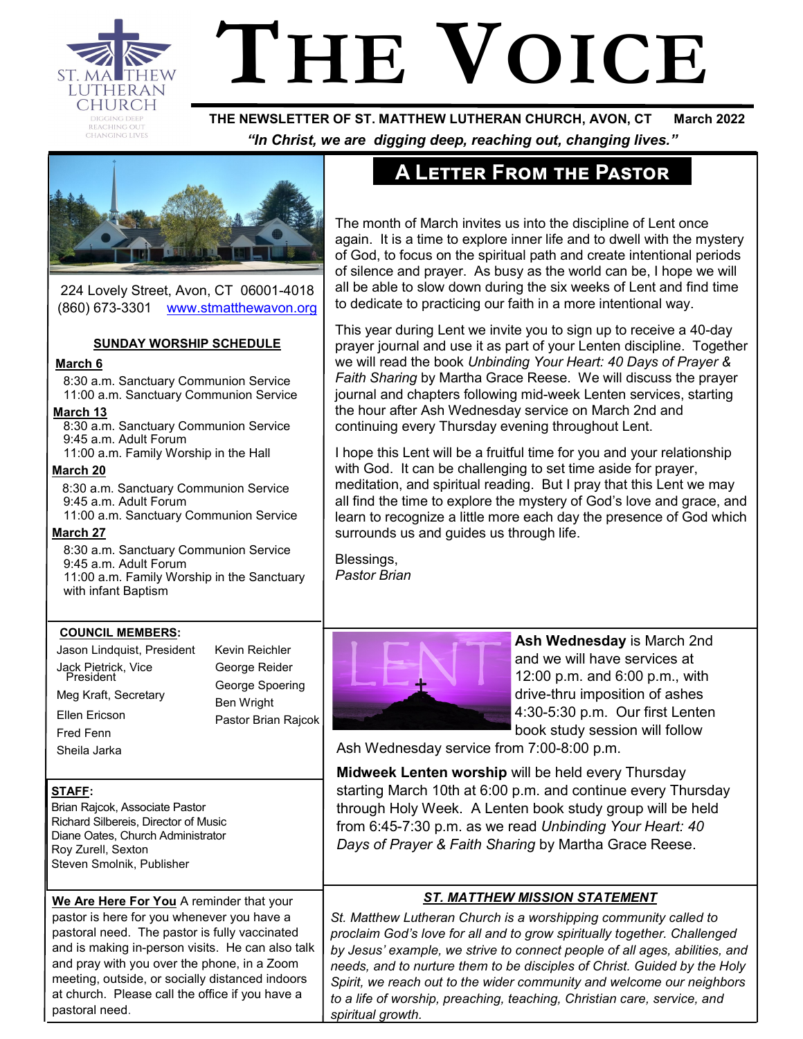# THE VOICE

**THE NEWSLETTER OF ST. MATTHEW LUTHERAN CHURCH, AVON, CT March 2022**

*"In Christ, we are digging deep, reaching out, changing lives."*

224 Lovely Street, Avon, CT 06001-4018
(860) 673-3301 www.stmatthewavon.org

## A LETTER FROM THE PASTOR

The month of March invites us into the discipline of Lent once again. It is a time to explore inner life and to dwell with the mystery of God, to focus on the spiritual path and create intentional periods of silence and prayer. As busy as the world can be, I hope we will all be able to slow down during the six weeks of Lent and find time to dedicate to practicing our faith in a more intentional way.

This year during Lent we invite you to sign up to receive a 40-day prayer journal and use it as part of your Lenten discipline. Together we will read the book *Unbinding Your Heart: 40 Days of Prayer & Faith Sharing* by Martha Grace Reese. We will discuss the prayer journal and chapters following mid-week Lenten services, starting the hour after Ash Wednesday service on March 2nd and continuing every Thursday evening throughout Lent.

I hope this Lent will be a fruitful time for you and your relationship with God. It can be challenging to set time aside for prayer, meditation, and spiritual reading. But I pray that this Lent we may all find the time to explore the mystery of God's love and grace, and learn to recognize a little more each day the presence of God which surrounds us and guides us through life.

Blessings,
*Pastor Brian*

### SUNDAY WORSHIP SCHEDULE

**March 6**
- 8:30 a.m. Sanctuary Communion Service
- 11:00 a.m. Sanctuary Communion Service

**March 13**
- 8:30 a.m. Sanctuary Communion Service
- 9:45 a.m. Adult Forum
- 11:00 a.m. Family Worship in the Hall

**March 20**
- 8:30 a.m. Sanctuary Communion Service
- 9:45 a.m. Adult Forum
- 11:00 a.m. Sanctuary Communion Service

**March 27**
- 8:30 a.m. Sanctuary Communion Service
- 9:45 a.m. Adult Forum
- 11:00 a.m. Family Worship in the Sanctuary with infant Baptism

**Ash Wednesday** is March 2nd and we will have services at 12:00 p.m. and 6:00 p.m., with drive-thru imposition of ashes 4:30-5:30 p.m. Our first Lenten book study session will follow Ash Wednesday service from 7:00-8:00 p.m.

**Midweek Lenten worship** will be held every Thursday starting March 10th at 6:00 p.m. and continue every Thursday through Holy Week. A Lenten book study group will be held from 6:45-7:30 p.m. as we read *Unbinding Your Heart: 40 Days of Prayer & Faith Sharing* by Martha Grace Reese.

### COUNCIL MEMBERS:

- Jason Lindquist, President
- Jack Pietrick, Vice President
- Meg Kraft, Secretary
- Ellen Ericson
- Fred Fenn
- Sheila Jarka
- Kevin Reichler
- George Reider
- George Spoering
- Ben Wright
- Pastor Brian Rajcok

### STAFF:

- Brian Rajcok, Associate Pastor
- Richard Silbereis, Director of Music
- Diane Oates, Church Administrator
- Roy Zurell, Sexton
- Steven Smolnik, Publisher

**We Are Here For You** A reminder that your pastor is here for you whenever you have a pastoral need. The pastor is fully vaccinated and is making in-person visits. He can also talk and pray with you over the phone, in a Zoom meeting, outside, or socially distanced indoors at church. Please call the office if you have a pastoral need.

### *ST. MATTHEW MISSION STATEMENT*

*St. Matthew Lutheran Church is a worshipping community called to proclaim God's love for all and to grow spiritually together. Challenged by Jesus' example, we strive to connect people of all ages, abilities, and needs, and to nurture them to be disciples of Christ. Guided by the Holy Spirit, we reach out to the wider community and welcome our neighbors to a life of worship, preaching, teaching, Christian care, service, and spiritual growth.*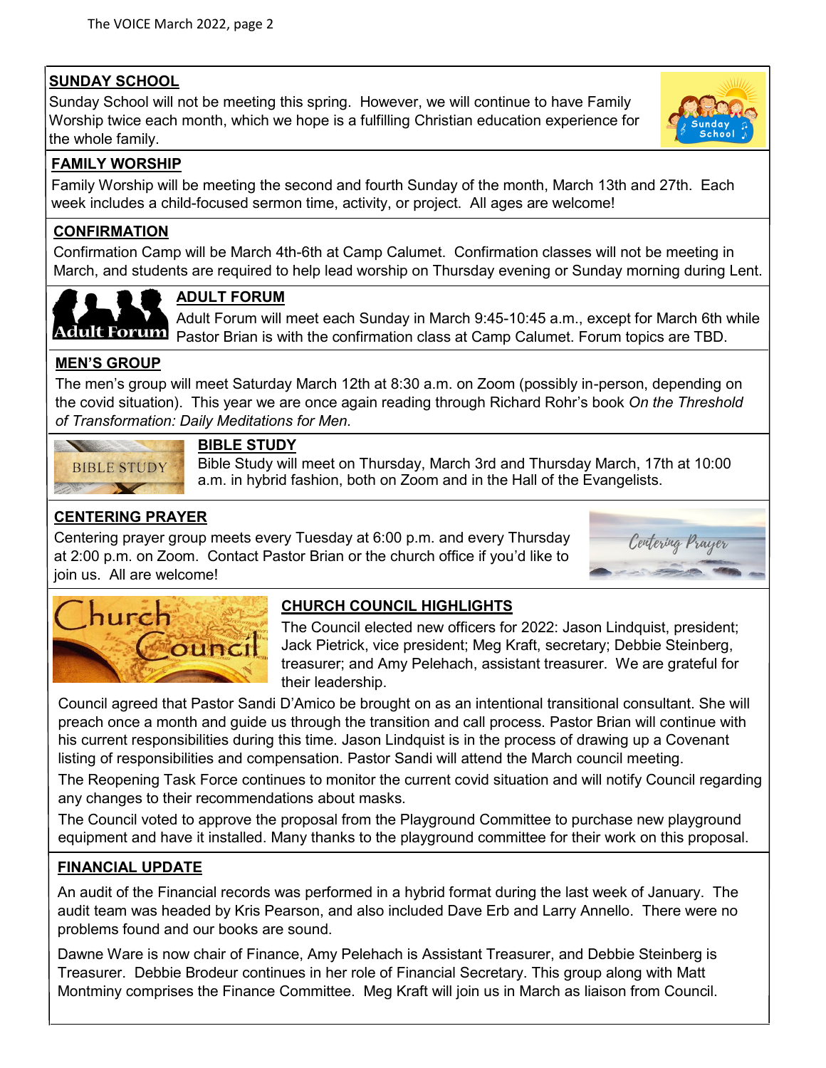## SUNDAY SCHOOL

Sunday School will not be meeting this spring. However, we will continue to have Family Worship twice each month, which we hope is a fulfilling Christian education experience for the whole family.

## FAMILY WORSHIP

Family Worship will be meeting the second and fourth Sunday of the month, March 13th and 27th. Each week includes a child-focused sermon time, activity, or project. All ages are welcome!

## CONFIRMATION

Confirmation Camp will be March 4th-6th at Camp Calumet. Confirmation classes will not be meeting in March, and students are required to help lead worship on Thursday evening or Sunday morning during Lent.

## ADULT FORUM

Adult Forum will meet each Sunday in March 9:45-10:45 a.m., except for March 6th while Pastor Brian is with the confirmation class at Camp Calumet. Forum topics are TBD.

## MEN'S GROUP

The men's group will meet Saturday March 12th at 8:30 a.m. on Zoom (possibly in-person, depending on the covid situation). This year we are once again reading through Richard Rohr's book *On the Threshold of Transformation: Daily Meditations for Men.*

## BIBLE STUDY

Bible Study will meet on Thursday, March 3rd and Thursday March, 17th at 10:00 a.m. in hybrid fashion, both on Zoom and in the Hall of the Evangelists.

## CENTERING PRAYER

Centering prayer group meets every Tuesday at 6:00 p.m. and every Thursday at 2:00 p.m. on Zoom. Contact Pastor Brian or the church office if you'd like to join us. All are welcome!

## CHURCH COUNCIL HIGHLIGHTS

The Council elected new officers for 2022: Jason Lindquist, president; Jack Pietrick, vice president; Meg Kraft, secretary; Debbie Steinberg, treasurer; and Amy Pelehach, assistant treasurer. We are grateful for their leadership.

Council agreed that Pastor Sandi D'Amico be brought on as an intentional transitional consultant. She will preach once a month and guide us through the transition and call process. Pastor Brian will continue with his current responsibilities during this time. Jason Lindquist is in the process of drawing up a Covenant listing of responsibilities and compensation. Pastor Sandi will attend the March council meeting.

The Reopening Task Force continues to monitor the current covid situation and will notify Council regarding any changes to their recommendations about masks.

The Council voted to approve the proposal from the Playground Committee to purchase new playground equipment and have it installed. Many thanks to the playground committee for their work on this proposal.

## FINANCIAL UPDATE

An audit of the Financial records was performed in a hybrid format during the last week of January. The audit team was headed by Kris Pearson, and also included Dave Erb and Larry Annello. There were no problems found and our books are sound.

Dawne Ware is now chair of Finance, Amy Pelehach is Assistant Treasurer, and Debbie Steinberg is Treasurer. Debbie Brodeur continues in her role of Financial Secretary. This group along with Matt Montminy comprises the Finance Committee. Meg Kraft will join us in March as liaison from Council.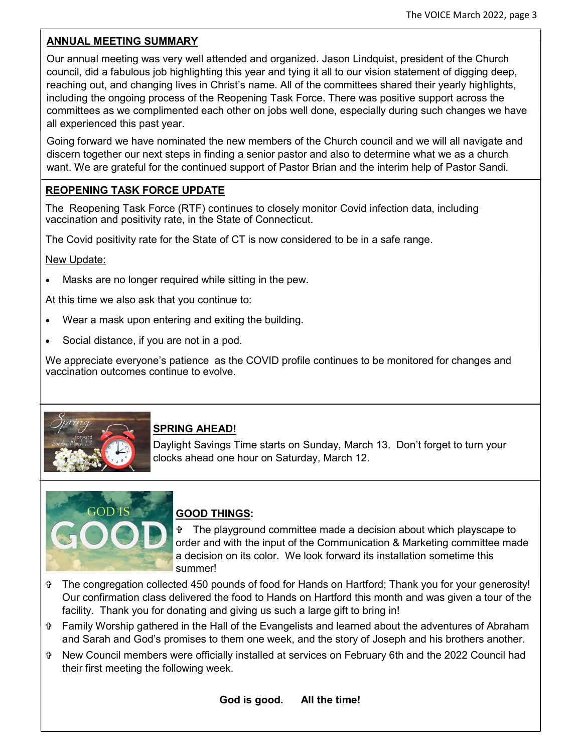## ANNUAL MEETING SUMMARY

Our annual meeting was very well attended and organized. Jason Lindquist, president of the Church council, did a fabulous job highlighting this year and tying it all to our vision statement of digging deep, reaching out, and changing lives in Christ's name. All of the committees shared their yearly highlights, including the ongoing process of the Reopening Task Force. There was positive support across the committees as we complimented each other on jobs well done, especially during such changes we have all experienced this past year.

Going forward we have nominated the new members of the Church council and we will all navigate and discern together our next steps in finding a senior pastor and also to determine what we as a church want. We are grateful for the continued support of Pastor Brian and the interim help of Pastor Sandi.

## REOPENING TASK FORCE UPDATE

The Reopening Task Force (RTF) continues to closely monitor Covid infection data, including vaccination and positivity rate, in the State of Connecticut.

The Covid positivity rate for the State of CT is now considered to be in a safe range.

New Update:

- Masks are no longer required while sitting in the pew.

At this time we also ask that you continue to:

- Wear a mask upon entering and exiting the building.
- Social distance, if you are not in a pod.

We appreciate everyone's patience as the COVID profile continues to be monitored for changes and vaccination outcomes continue to evolve.

## SPRING AHEAD!

Daylight Savings Time starts on Sunday, March 13. Don't forget to turn your clocks ahead one hour on Saturday, March 12.

## GOOD THINGS:

- The playground committee made a decision about which playscape to order and with the input of the Communication & Marketing committee made a decision on its color. We look forward its installation sometime this summer!
- The congregation collected 450 pounds of food for Hands on Hartford; Thank you for your generosity! Our confirmation class delivered the food to Hands on Hartford this month and was given a tour of the facility. Thank you for donating and giving us such a large gift to bring in!
- Family Worship gathered in the Hall of the Evangelists and learned about the adventures of Abraham and Sarah and God's promises to them one week, and the story of Joseph and his brothers another.
- New Council members were officially installed at services on February 6th and the 2022 Council had their first meeting the following week.

**God is good. All the time!**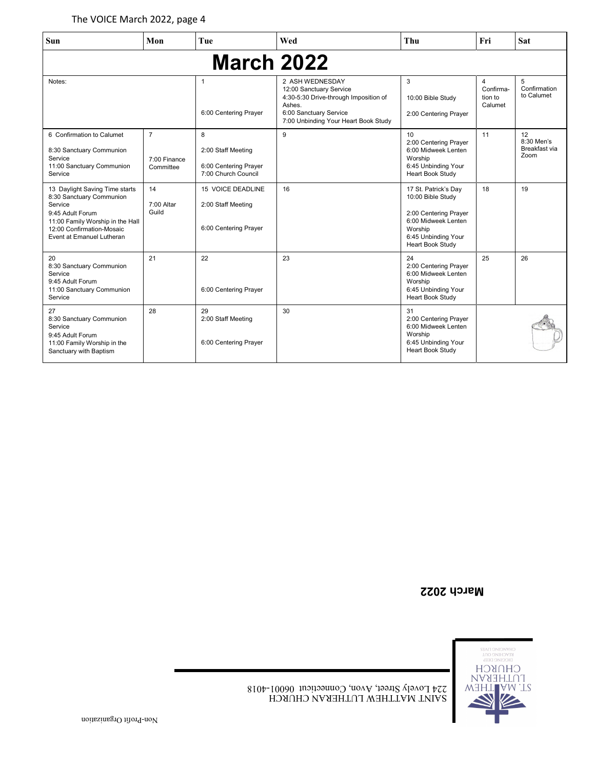The VOICE March 2022, page 4

# March 2022

| Sun | Mon | Tue | Wed | Thu | Fri | Sat |
|---|---|---|---|---|---|---|
| Notes: | | 1<br>6:00 Centering Prayer | 2 ASH WEDNESDAY<br>12:00 Sanctuary Service<br>4:30-5:30 Drive-through Imposition of Ashes.<br>6:00 Sanctuary Service<br>7:00 Unbinding Your Heart Book Study | 3<br>10:00 Bible Study<br>2:00 Centering Prayer | 4<br>Confirmation to Calumet | 5<br>Confirmation to Calumet |
| 6 Confirmation to Calumet<br>8:30 Sanctuary Communion Service<br>11:00 Sanctuary Communion Service | 7<br>7:00 Finance Committee | 8<br>2:00 Staff Meeting<br>6:00 Centering Prayer<br>7:00 Church Council | 9 | 10<br>2:00 Centering Prayer<br>6:00 Midweek Lenten Worship<br>6:45 Unbinding Your Heart Book Study | 11 | 12<br>8:30 Men's Breakfast via Zoom |
| 13 Daylight Saving Time starts<br>8:30 Sanctuary Communion Service<br>9:45 Adult Forum<br>11:00 Family Worship in the Hall<br>12:00 Confirmation-Mosaic Event at Emanuel Lutheran | 14<br>7:00 Altar Guild | 15 VOICE DEADLINE<br>2:00 Staff Meeting<br>6:00 Centering Prayer | 16 | 17 St. Patrick's Day<br>10:00 Bible Study<br>2:00 Centering Prayer<br>6:00 Midweek Lenten Worship<br>6:45 Unbinding Your Heart Book Study | 18 | 19 |
| 20<br>8:30 Sanctuary Communion Service<br>9:45 Adult Forum<br>11:00 Sanctuary Communion Service | 21 | 22<br>6:00 Centering Prayer | 23 | 24<br>2:00 Centering Prayer<br>6:00 Midweek Lenten Worship<br>6:45 Unbinding Your Heart Book Study | 25 | 26 |
| 27<br>8:30 Sanctuary Communion Service<br>9:45 Adult Forum<br>11:00 Family Worship in the Sanctuary with Baptism | 28 | 29<br>2:00 Staff Meeting<br>6:00 Centering Prayer | 30 | 31<br>2:00 Centering Prayer<br>6:00 Midweek Lenten Worship<br>6:45 Unbinding Your Heart Book Study | | |

March 2022

ST. MATTHEW LUTHERAN CHURCH
DIGGING DEEP
REACHING OUT
CHANGING LIVES

SAINT MATTHEW LUTHERAN CHURCH
224 Lovely Street, Avon, Connecticut 06001-4018

Non-Profit Organization